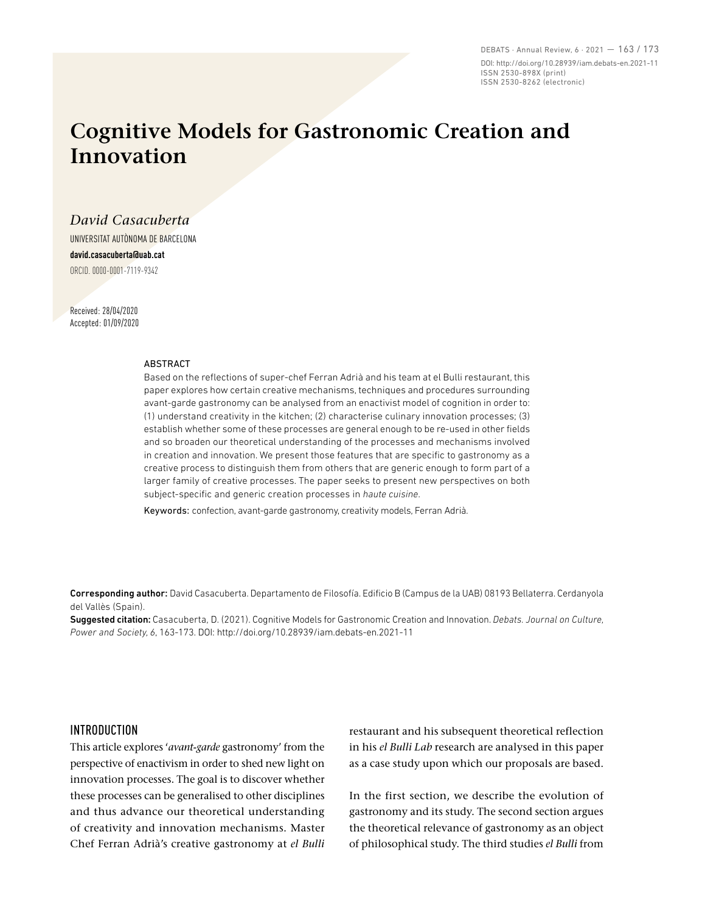# Cognitive Models for Gastronomic Creation and Innovation

*David Casacuberta*

UNIVERSITAT AUTÒNOMA DE BARCELONA

**david.casacuberta@uab.cat**

ORCID. 0000-0001-7119-9342

Received: 28/04/2020
Accepted: 01/09/2020

ABSTRACT

Based on the reflections of super-chef Ferran Adrià and his team at el Bulli restaurant, this paper explores how certain creative mechanisms, techniques and procedures surrounding avant-garde gastronomy can be analysed from an enactivist model of cognition in order to: (1) understand creativity in the kitchen; (2) characterise culinary innovation processes; (3) establish whether some of these processes are general enough to be re-used in other fields and so broaden our theoretical understanding of the processes and mechanisms involved in creation and innovation. We present those features that are specific to gastronomy as a creative process to distinguish them from others that are generic enough to form part of a larger family of creative processes. The paper seeks to present new perspectives on both subject-specific and generic creation processes in *haute cuisine*.

Keywords: confection, avant-garde gastronomy, creativity models, Ferran Adrià.

**Corresponding author:** David Casacuberta. Departamento de Filosofía. Edificio B (Campus de la UAB) 08193 Bellaterra. Cerdanyola del Vallès (Spain).

**Suggested citation:** Casacuberta, D. (2021). Cognitive Models for Gastronomic Creation and Innovation. *Debats. Journal on Culture, Power and Society*, *6*, 163-173. DOI: http://doi.org/10.28939/iam.debats-en.2021-11

## INTRODUCTION

This article explores '*avant-garde* gastronomy' from the perspective of enactivism in order to shed new light on innovation processes. The goal is to discover whether these processes can be generalised to other disciplines and thus advance our theoretical understanding of creativity and innovation mechanisms. Master Chef Ferran Adrià's creative gastronomy at *el Bulli* restaurant and his subsequent theoretical reflection in his *el Bulli Lab* research are analysed in this paper as a case study upon which our proposals are based.

In the first section, we describe the evolution of gastronomy and its study. The second section argues the theoretical relevance of gastronomy as an object of philosophical study. The third studies *el Bulli* from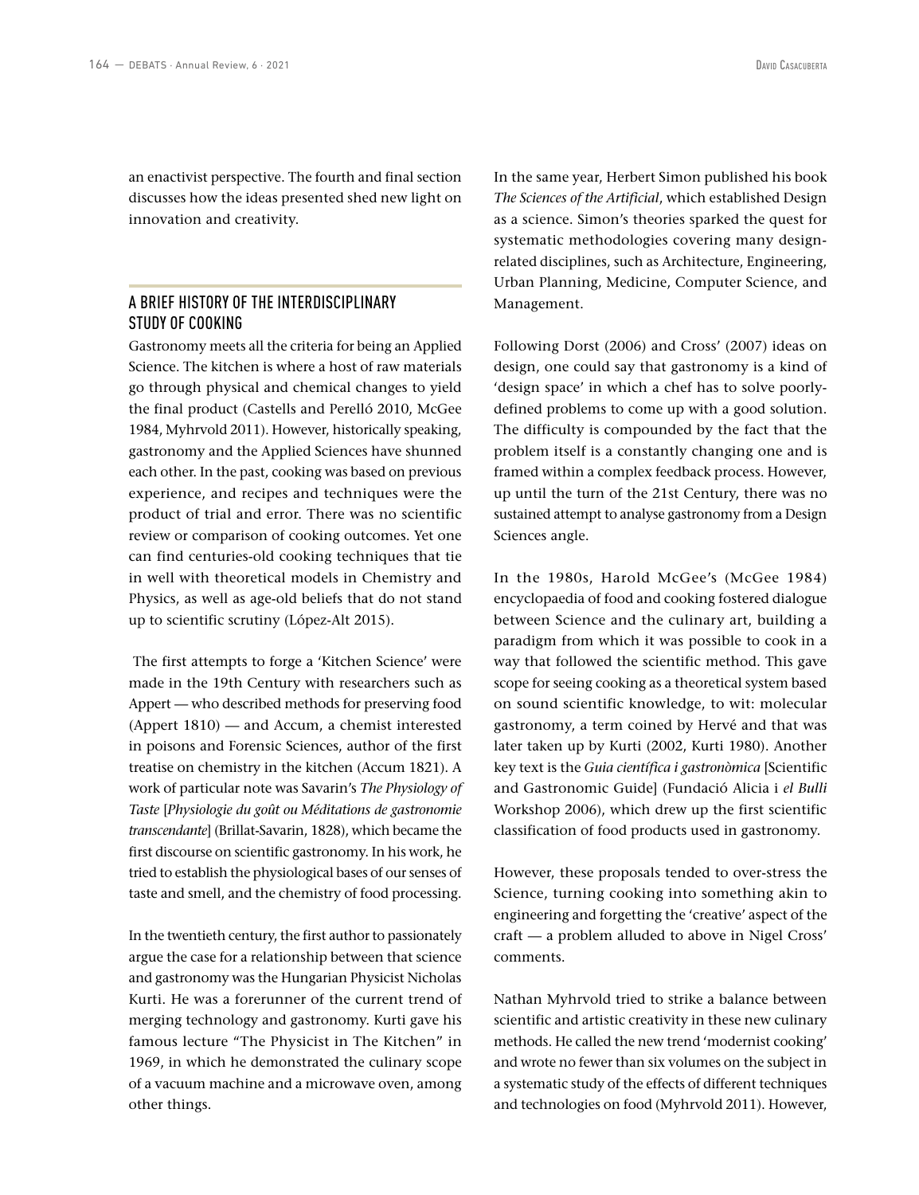an enactivist perspective. The fourth and final section discusses how the ideas presented shed new light on innovation and creativity.

## A BRIEF HISTORY OF THE INTERDISCIPLINARY STUDY OF COOKING

Gastronomy meets all the criteria for being an Applied Science. The kitchen is where a host of raw materials go through physical and chemical changes to yield the final product (Castells and Perelló 2010, McGee 1984, Myhrvold 2011). However, historically speaking, gastronomy and the Applied Sciences have shunned each other. In the past, cooking was based on previous experience, and recipes and techniques were the product of trial and error. There was no scientific review or comparison of cooking outcomes. Yet one can find centuries-old cooking techniques that tie in well with theoretical models in Chemistry and Physics, as well as age-old beliefs that do not stand up to scientific scrutiny (López-Alt 2015).

The first attempts to forge a 'Kitchen Science' were made in the 19th Century with researchers such as Appert — who described methods for preserving food (Appert 1810) — and Accum, a chemist interested in poisons and Forensic Sciences, author of the first treatise on chemistry in the kitchen (Accum 1821). A work of particular note was Savarin's *The Physiology of Taste* [*Physiologie du goût ou Méditations de gastronomie transcendante*] (Brillat-Savarin, 1828), which became the first discourse on scientific gastronomy. In his work, he tried to establish the physiological bases of our senses of taste and smell, and the chemistry of food processing.

In the twentieth century, the first author to passionately argue the case for a relationship between that science and gastronomy was the Hungarian Physicist Nicholas Kurti. He was a forerunner of the current trend of merging technology and gastronomy. Kurti gave his famous lecture "The Physicist in The Kitchen" in 1969, in which he demonstrated the culinary scope of a vacuum machine and a microwave oven, among other things.

In the same year, Herbert Simon published his book *The Sciences of the Artificial*, which established Design as a science. Simon's theories sparked the quest for systematic methodologies covering many design-related disciplines, such as Architecture, Engineering, Urban Planning, Medicine, Computer Science, and Management.

Following Dorst (2006) and Cross' (2007) ideas on design, one could say that gastronomy is a kind of 'design space' in which a chef has to solve poorly-defined problems to come up with a good solution. The difficulty is compounded by the fact that the problem itself is a constantly changing one and is framed within a complex feedback process. However, up until the turn of the 21st Century, there was no sustained attempt to analyse gastronomy from a Design Sciences angle.

In the 1980s, Harold McGee's (McGee 1984) encyclopaedia of food and cooking fostered dialogue between Science and the culinary art, building a paradigm from which it was possible to cook in a way that followed the scientific method. This gave scope for seeing cooking as a theoretical system based on sound scientific knowledge, to wit: molecular gastronomy, a term coined by Hervé and that was later taken up by Kurti (2002, Kurti 1980). Another key text is the *Guia científica i gastronòmica* [Scientific and Gastronomic Guide] (Fundació Alicia i *el Bulli* Workshop 2006), which drew up the first scientific classification of food products used in gastronomy.

However, these proposals tended to over-stress the Science, turning cooking into something akin to engineering and forgetting the 'creative' aspect of the craft — a problem alluded to above in Nigel Cross' comments.

Nathan Myhrvold tried to strike a balance between scientific and artistic creativity in these new culinary methods. He called the new trend 'modernist cooking' and wrote no fewer than six volumes on the subject in a systematic study of the effects of different techniques and technologies on food (Myhrvold 2011). However,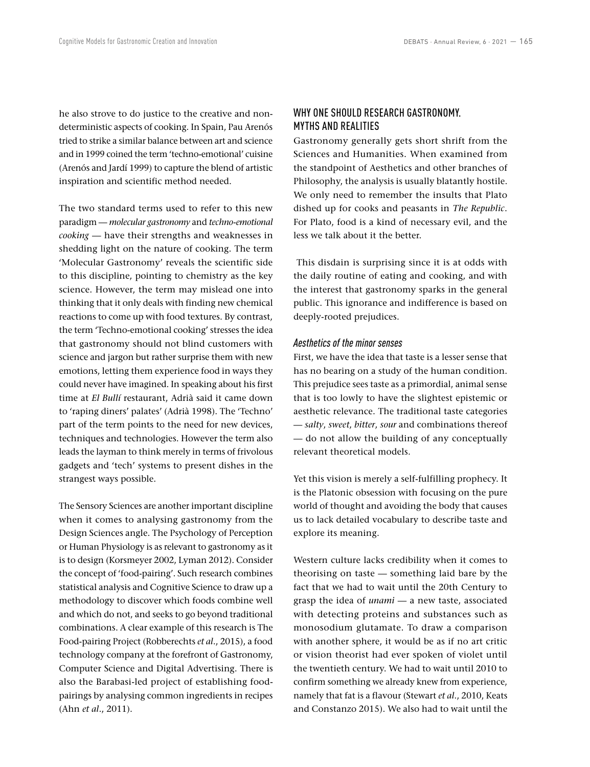he also strove to do justice to the creative and non-deterministic aspects of cooking. In Spain, Pau Arenós tried to strike a similar balance between art and science and in 1999 coined the term 'techno-emotional' cuisine (Arenós and Jardí 1999) to capture the blend of artistic inspiration and scientific method needed.

The two standard terms used to refer to this new paradigm — *molecular gastronomy* and *techno-emotional cooking* — have their strengths and weaknesses in shedding light on the nature of cooking. The term 'Molecular Gastronomy' reveals the scientific side to this discipline, pointing to chemistry as the key science. However, the term may mislead one into thinking that it only deals with finding new chemical reactions to come up with food textures. By contrast, the term 'Techno-emotional cooking' stresses the idea that gastronomy should not blind customers with science and jargon but rather surprise them with new emotions, letting them experience food in ways they could never have imagined. In speaking about his first time at *El Bullí* restaurant, Adrià said it came down to 'raping diners' palates' (Adrià 1998). The 'Techno' part of the term points to the need for new devices, techniques and technologies. However the term also leads the layman to think merely in terms of frivolous gadgets and 'tech' systems to present dishes in the strangest ways possible.

The Sensory Sciences are another important discipline when it comes to analysing gastronomy from the Design Sciences angle. The Psychology of Perception or Human Physiology is as relevant to gastronomy as it is to design (Korsmeyer 2002, Lyman 2012). Consider the concept of 'food-pairing'. Such research combines statistical analysis and Cognitive Science to draw up a methodology to discover which foods combine well and which do not, and seeks to go beyond traditional combinations. A clear example of this research is The Food-pairing Project (Robberechts *et al*., 2015), a food technology company at the forefront of Gastronomy, Computer Science and Digital Advertising. There is also the Barabasi-led project of establishing food-pairings by analysing common ingredients in recipes (Ahn *et al*., 2011).

## WHY ONE SHOULD RESEARCH GASTRONOMY. MYTHS AND REALITIES

Gastronomy generally gets short shrift from the Sciences and Humanities. When examined from the standpoint of Aesthetics and other branches of Philosophy, the analysis is usually blatantly hostile. We only need to remember the insults that Plato dished up for cooks and peasants in *The Republic*. For Plato, food is a kind of necessary evil, and the less we talk about it the better.

This disdain is surprising since it is at odds with the daily routine of eating and cooking, and with the interest that gastronomy sparks in the general public. This ignorance and indifference is based on deeply-rooted prejudices.

### *Aesthetics of the minor senses*

First, we have the idea that taste is a lesser sense that has no bearing on a study of the human condition. This prejudice sees taste as a primordial, animal sense that is too lowly to have the slightest epistemic or aesthetic relevance. The traditional taste categories — *salty*, *sweet*, *bitter*, *sour* and combinations thereof — do not allow the building of any conceptually relevant theoretical models.

Yet this vision is merely a self-fulfilling prophecy. It is the Platonic obsession with focusing on the pure world of thought and avoiding the body that causes us to lack detailed vocabulary to describe taste and explore its meaning.

Western culture lacks credibility when it comes to theorising on taste — something laid bare by the fact that we had to wait until the 20th Century to grasp the idea of *unami* — a new taste, associated with detecting proteins and substances such as monosodium glutamate. To draw a comparison with another sphere, it would be as if no art critic or vision theorist had ever spoken of violet until the twentieth century. We had to wait until 2010 to confirm something we already knew from experience, namely that fat is a flavour (Stewart *et al*., 2010, Keats and Constanzo 2015). We also had to wait until the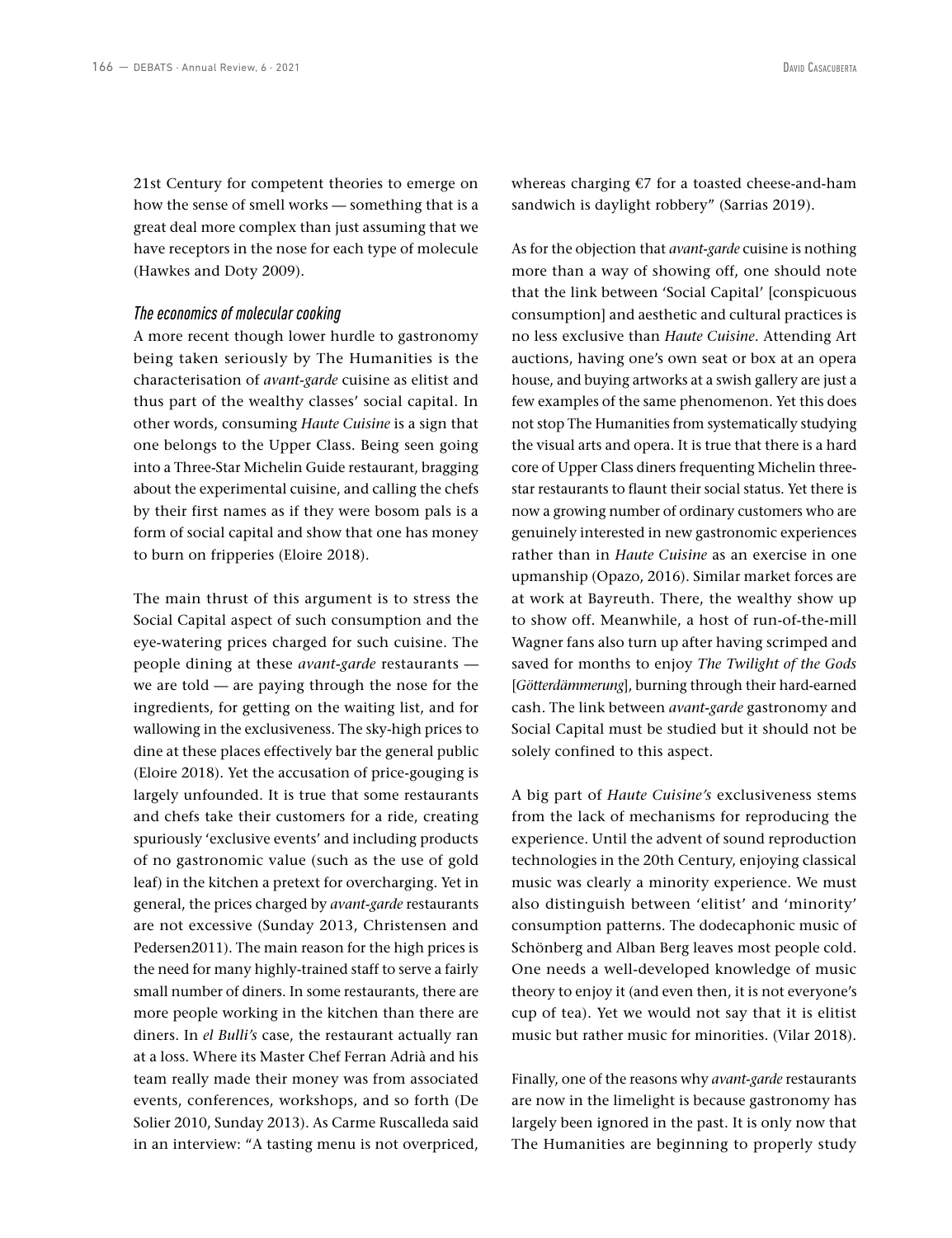21st Century for competent theories to emerge on how the sense of smell works — something that is a great deal more complex than just assuming that we have receptors in the nose for each type of molecule (Hawkes and Doty 2009).

### *The economics of molecular cooking*

A more recent though lower hurdle to gastronomy being taken seriously by The Humanities is the characterisation of *avant-garde* cuisine as elitist and thus part of the wealthy classes' social capital. In other words, consuming *Haute Cuisine* is a sign that one belongs to the Upper Class. Being seen going into a Three-Star Michelin Guide restaurant, bragging about the experimental cuisine, and calling the chefs by their first names as if they were bosom pals is a form of social capital and show that one has money to burn on fripperies (Eloire 2018).

The main thrust of this argument is to stress the Social Capital aspect of such consumption and the eye-watering prices charged for such cuisine. The people dining at these *avant-garde* restaurants — we are told — are paying through the nose for the ingredients, for getting on the waiting list, and for wallowing in the exclusiveness. The sky-high prices to dine at these places effectively bar the general public (Eloire 2018). Yet the accusation of price-gouging is largely unfounded. It is true that some restaurants and chefs take their customers for a ride, creating spuriously 'exclusive events' and including products of no gastronomic value (such as the use of gold leaf) in the kitchen a pretext for overcharging. Yet in general, the prices charged by *avant-garde* restaurants are not excessive (Sunday 2013, Christensen and Pedersen2011). The main reason for the high prices is the need for many highly-trained staff to serve a fairly small number of diners. In some restaurants, there are more people working in the kitchen than there are diners. In *el Bulli's* case, the restaurant actually ran at a loss. Where its Master Chef Ferran Adrià and his team really made their money was from associated events, conferences, workshops, and so forth (De Solier 2010, Sunday 2013). As Carme Ruscalleda said in an interview: "A tasting menu is not overpriced, whereas charging €7 for a toasted cheese-and-ham sandwich is daylight robbery" (Sarrias 2019).

As for the objection that *avant-garde* cuisine is nothing more than a way of showing off, one should note that the link between 'Social Capital' [conspicuous consumption] and aesthetic and cultural practices is no less exclusive than *Haute Cuisine*. Attending Art auctions, having one's own seat or box at an opera house, and buying artworks at a swish gallery are just a few examples of the same phenomenon. Yet this does not stop The Humanities from systematically studying the visual arts and opera. It is true that there is a hard core of Upper Class diners frequenting Michelin three-star restaurants to flaunt their social status. Yet there is now a growing number of ordinary customers who are genuinely interested in new gastronomic experiences rather than in *Haute Cuisine* as an exercise in one upmanship (Opazo, 2016). Similar market forces are at work at Bayreuth. There, the wealthy show up to show off. Meanwhile, a host of run-of-the-mill Wagner fans also turn up after having scrimped and saved for months to enjoy *The Twilight of the Gods* [*Götterdämmerung*], burning through their hard-earned cash. The link between *avant-garde* gastronomy and Social Capital must be studied but it should not be solely confined to this aspect.

A big part of *Haute Cuisine's* exclusiveness stems from the lack of mechanisms for reproducing the experience. Until the advent of sound reproduction technologies in the 20th Century, enjoying classical music was clearly a minority experience. We must also distinguish between 'elitist' and 'minority' consumption patterns. The dodecaphonic music of Schönberg and Alban Berg leaves most people cold. One needs a well-developed knowledge of music theory to enjoy it (and even then, it is not everyone's cup of tea). Yet we would not say that it is elitist music but rather music for minorities. (Vilar 2018).

Finally, one of the reasons why *avant-garde* restaurants are now in the limelight is because gastronomy has largely been ignored in the past. It is only now that The Humanities are beginning to properly study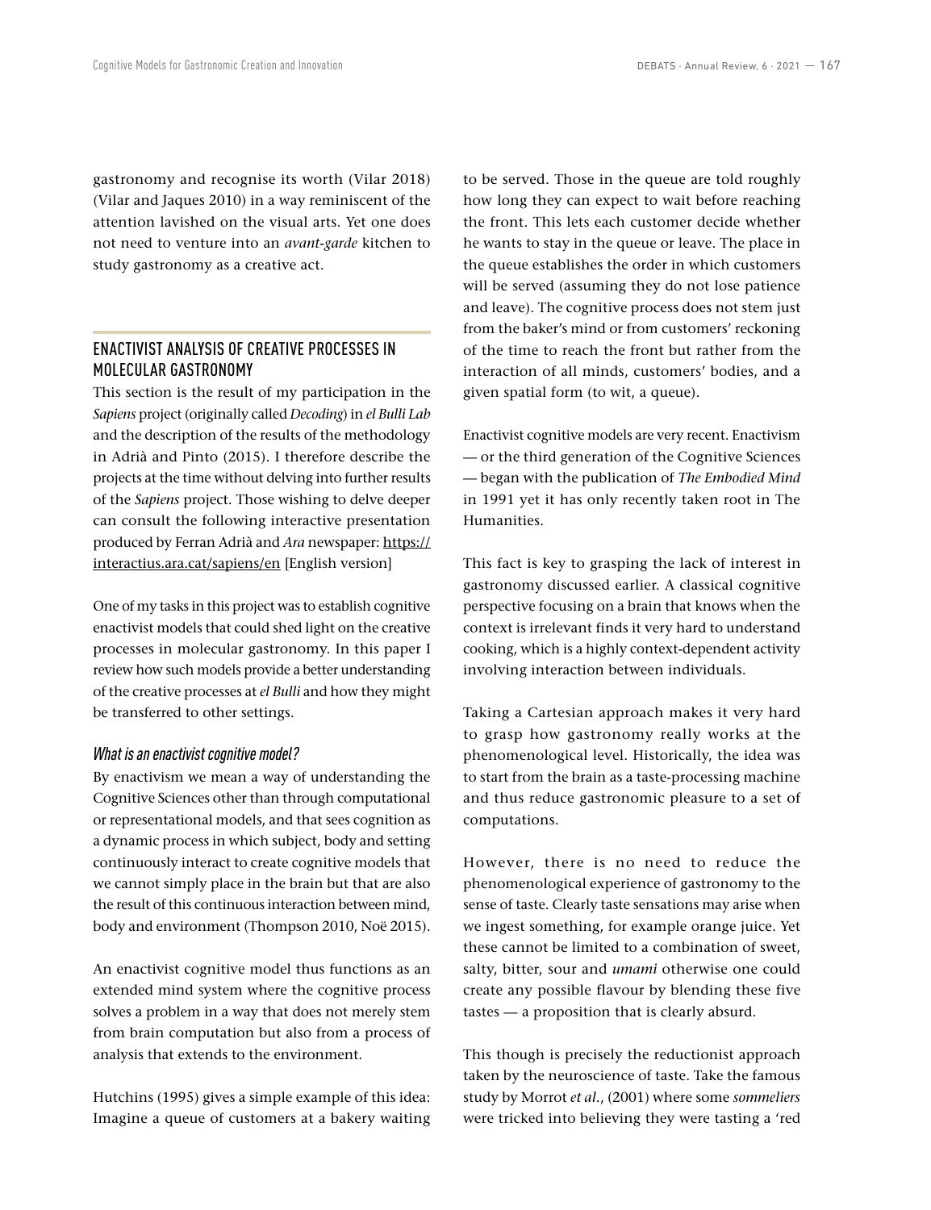gastronomy and recognise its worth (Vilar 2018) (Vilar and Jaques 2010) in a way reminiscent of the attention lavished on the visual arts. Yet one does not need to venture into an *avant-garde* kitchen to study gastronomy as a creative act.

## ENACTIVIST ANALYSIS OF CREATIVE PROCESSES IN MOLECULAR GASTRONOMY

This section is the result of my participation in the *Sapiens* project (originally called *Decoding*) in *el Bulli Lab* and the description of the results of the methodology in Adrià and Pinto (2015). I therefore describe the projects at the time without delving into further results of the *Sapiens* project. Those wishing to delve deeper can consult the following interactive presentation produced by Ferran Adrià and *Ara* newspaper: https://interactius.ara.cat/sapiens/en [English version]

One of my tasks in this project was to establish cognitive enactivist models that could shed light on the creative processes in molecular gastronomy. In this paper I review how such models provide a better understanding of the creative processes at *el Bulli* and how they might be transferred to other settings.

### *What is an enactivist cognitive model?*

By enactivism we mean a way of understanding the Cognitive Sciences other than through computational or representational models, and that sees cognition as a dynamic process in which subject, body and setting continuously interact to create cognitive models that we cannot simply place in the brain but that are also the result of this continuous interaction between mind, body and environment (Thompson 2010, Noë 2015).

An enactivist cognitive model thus functions as an extended mind system where the cognitive process solves a problem in a way that does not merely stem from brain computation but also from a process of analysis that extends to the environment.

Hutchins (1995) gives a simple example of this idea: Imagine a queue of customers at a bakery waiting to be served. Those in the queue are told roughly how long they can expect to wait before reaching the front. This lets each customer decide whether he wants to stay in the queue or leave. The place in the queue establishes the order in which customers will be served (assuming they do not lose patience and leave). The cognitive process does not stem just from the baker's mind or from customers' reckoning of the time to reach the front but rather from the interaction of all minds, customers' bodies, and a given spatial form (to wit, a queue).

Enactivist cognitive models are very recent. Enactivism — or the third generation of the Cognitive Sciences — began with the publication of *The Embodied Mind* in 1991 yet it has only recently taken root in The Humanities.

This fact is key to grasping the lack of interest in gastronomy discussed earlier. A classical cognitive perspective focusing on a brain that knows when the context is irrelevant finds it very hard to understand cooking, which is a highly context-dependent activity involving interaction between individuals.

Taking a Cartesian approach makes it very hard to grasp how gastronomy really works at the phenomenological level. Historically, the idea was to start from the brain as a taste-processing machine and thus reduce gastronomic pleasure to a set of computations.

However, there is no need to reduce the phenomenological experience of gastronomy to the sense of taste. Clearly taste sensations may arise when we ingest something, for example orange juice. Yet these cannot be limited to a combination of sweet, salty, bitter, sour and *umami* otherwise one could create any possible flavour by blending these five tastes — a proposition that is clearly absurd.

This though is precisely the reductionist approach taken by the neuroscience of taste. Take the famous study by Morrot *et al*., (2001) where some *sommeliers* were tricked into believing they were tasting a 'red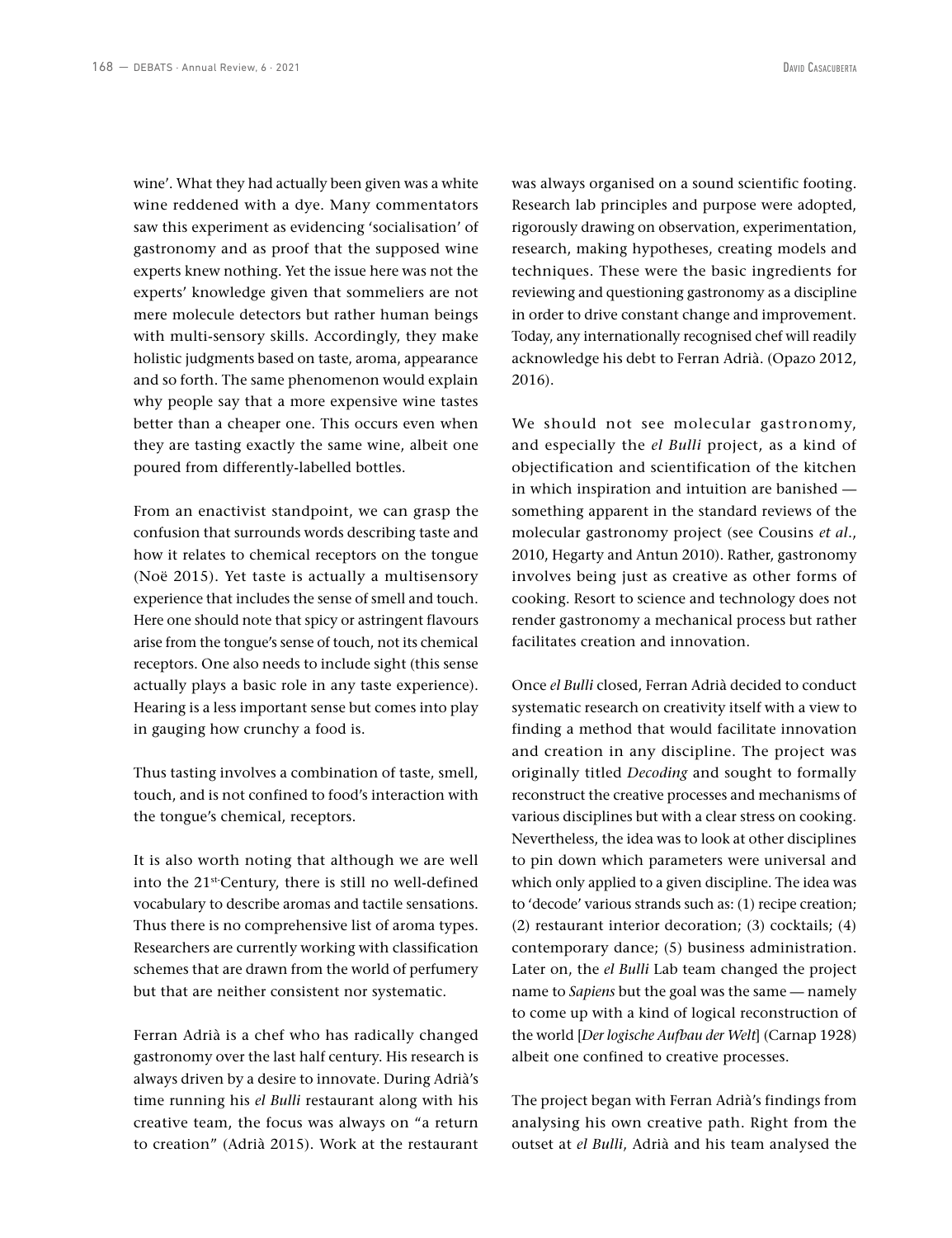wine'. What they had actually been given was a white wine reddened with a dye. Many commentators saw this experiment as evidencing 'socialisation' of gastronomy and as proof that the supposed wine experts knew nothing. Yet the issue here was not the experts' knowledge given that sommeliers are not mere molecule detectors but rather human beings with multi-sensory skills. Accordingly, they make holistic judgments based on taste, aroma, appearance and so forth. The same phenomenon would explain why people say that a more expensive wine tastes better than a cheaper one. This occurs even when they are tasting exactly the same wine, albeit one poured from differently-labelled bottles.

From an enactivist standpoint, we can grasp the confusion that surrounds words describing taste and how it relates to chemical receptors on the tongue (Noë 2015). Yet taste is actually a multisensory experience that includes the sense of smell and touch. Here one should note that spicy or astringent flavours arise from the tongue's sense of touch, not its chemical receptors. One also needs to include sight (this sense actually plays a basic role in any taste experience). Hearing is a less important sense but comes into play in gauging how crunchy a food is.

Thus tasting involves a combination of taste, smell, touch, and is not confined to food's interaction with the tongue's chemical, receptors.

It is also worth noting that although we are well into the 21st-Century, there is still no well-defined vocabulary to describe aromas and tactile sensations. Thus there is no comprehensive list of aroma types. Researchers are currently working with classification schemes that are drawn from the world of perfumery but that are neither consistent nor systematic.

Ferran Adrià is a chef who has radically changed gastronomy over the last half century. His research is always driven by a desire to innovate. During Adrià's time running his *el Bulli* restaurant along with his creative team, the focus was always on "a return to creation" (Adrià 2015). Work at the restaurant was always organised on a sound scientific footing. Research lab principles and purpose were adopted, rigorously drawing on observation, experimentation, research, making hypotheses, creating models and techniques. These were the basic ingredients for reviewing and questioning gastronomy as a discipline in order to drive constant change and improvement. Today, any internationally recognised chef will readily acknowledge his debt to Ferran Adrià. (Opazo 2012, 2016).

We should not see molecular gastronomy, and especially the *el Bulli* project, as a kind of objectification and scientification of the kitchen in which inspiration and intuition are banished — something apparent in the standard reviews of the molecular gastronomy project (see Cousins *et al*., 2010, Hegarty and Antun 2010). Rather, gastronomy involves being just as creative as other forms of cooking. Resort to science and technology does not render gastronomy a mechanical process but rather facilitates creation and innovation.

Once *el Bulli* closed, Ferran Adrià decided to conduct systematic research on creativity itself with a view to finding a method that would facilitate innovation and creation in any discipline. The project was originally titled *Decoding* and sought to formally reconstruct the creative processes and mechanisms of various disciplines but with a clear stress on cooking. Nevertheless, the idea was to look at other disciplines to pin down which parameters were universal and which only applied to a given discipline. The idea was to 'decode' various strands such as: (1) recipe creation; (2) restaurant interior decoration; (3) cocktails; (4) contemporary dance; (5) business administration. Later on, the *el Bulli* Lab team changed the project name to *Sapiens* but the goal was the same — namely to come up with a kind of logical reconstruction of the world [*Der logische Aufbau der Welt*] (Carnap 1928) albeit one confined to creative processes.

The project began with Ferran Adrià's findings from analysing his own creative path. Right from the outset at *el Bulli*, Adrià and his team analysed the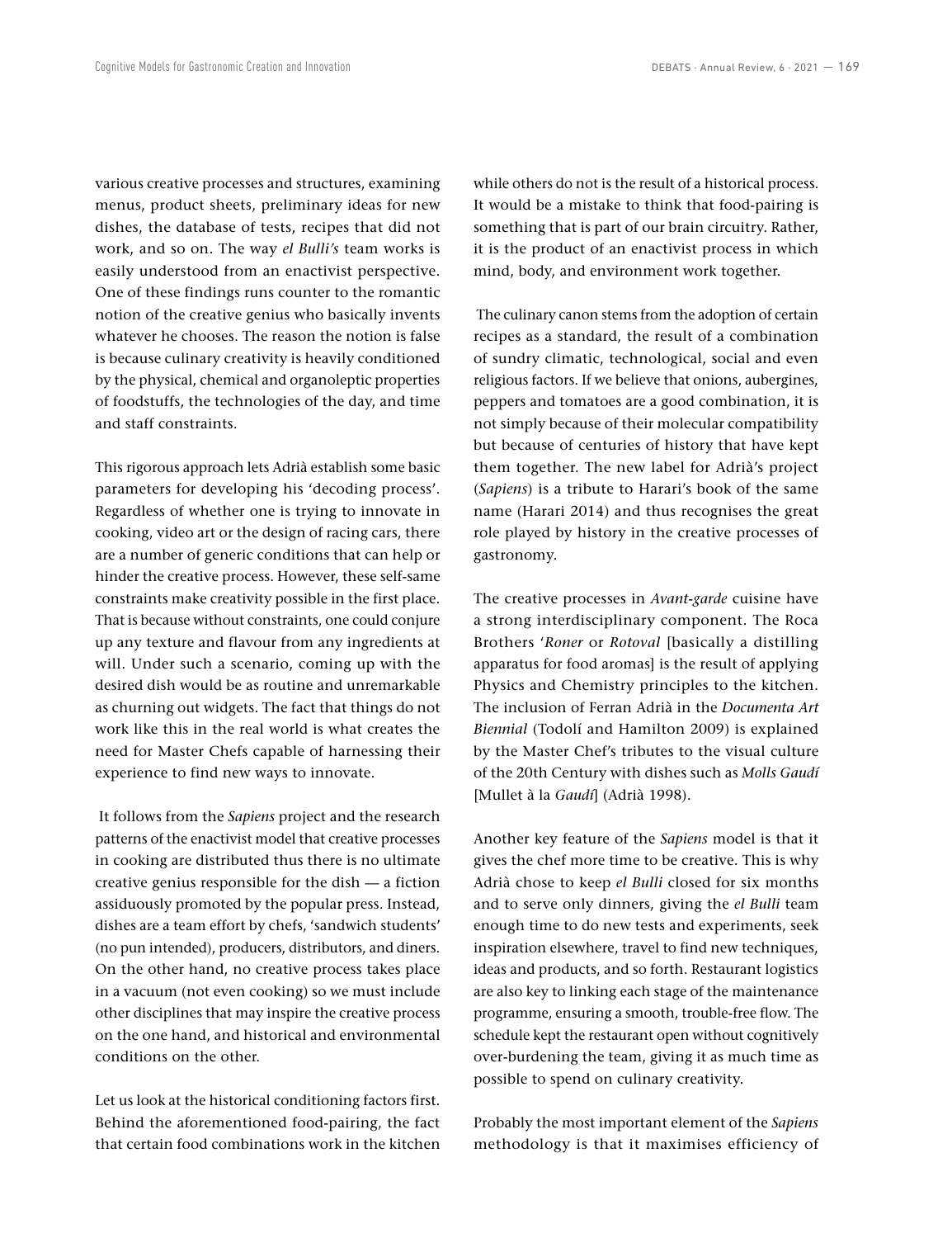various creative processes and structures, examining menus, product sheets, preliminary ideas for new dishes, the database of tests, recipes that did not work, and so on. The way *el Bulli's* team works is easily understood from an enactivist perspective. One of these findings runs counter to the romantic notion of the creative genius who basically invents whatever he chooses. The reason the notion is false is because culinary creativity is heavily conditioned by the physical, chemical and organoleptic properties of foodstuffs, the technologies of the day, and time and staff constraints.

This rigorous approach lets Adrià establish some basic parameters for developing his 'decoding process'. Regardless of whether one is trying to innovate in cooking, video art or the design of racing cars, there are a number of generic conditions that can help or hinder the creative process. However, these self-same constraints make creativity possible in the first place. That is because without constraints, one could conjure up any texture and flavour from any ingredients at will. Under such a scenario, coming up with the desired dish would be as routine and unremarkable as churning out widgets. The fact that things do not work like this in the real world is what creates the need for Master Chefs capable of harnessing their experience to find new ways to innovate.

It follows from the *Sapiens* project and the research patterns of the enactivist model that creative processes in cooking are distributed thus there is no ultimate creative genius responsible for the dish — a fiction assiduously promoted by the popular press. Instead, dishes are a team effort by chefs, 'sandwich students' (no pun intended), producers, distributors, and diners. On the other hand, no creative process takes place in a vacuum (not even cooking) so we must include other disciplines that may inspire the creative process on the one hand, and historical and environmental conditions on the other.

Let us look at the historical conditioning factors first. Behind the aforementioned food-pairing, the fact that certain food combinations work in the kitchen while others do not is the result of a historical process. It would be a mistake to think that food-pairing is something that is part of our brain circuitry. Rather, it is the product of an enactivist process in which mind, body, and environment work together.

The culinary canon stems from the adoption of certain recipes as a standard, the result of a combination of sundry climatic, technological, social and even religious factors. If we believe that onions, aubergines, peppers and tomatoes are a good combination, it is not simply because of their molecular compatibility but because of centuries of history that have kept them together. The new label for Adrià's project (*Sapiens*) is a tribute to Harari's book of the same name (Harari 2014) and thus recognises the great role played by history in the creative processes of gastronomy.

The creative processes in *Avant-garde* cuisine have a strong interdisciplinary component. The Roca Brothers '*Roner* or *Rotoval* [basically a distilling apparatus for food aromas] is the result of applying Physics and Chemistry principles to the kitchen. The inclusion of Ferran Adrià in the *Documenta Art Biennial* (Todolí and Hamilton 2009) is explained by the Master Chef's tributes to the visual culture of the 20th Century with dishes such as *Molls Gaudí* [Mullet à la *Gaudí*] (Adrià 1998).

Another key feature of the *Sapiens* model is that it gives the chef more time to be creative. This is why Adrià chose to keep *el Bulli* closed for six months and to serve only dinners, giving the *el Bulli* team enough time to do new tests and experiments, seek inspiration elsewhere, travel to find new techniques, ideas and products, and so forth. Restaurant logistics are also key to linking each stage of the maintenance programme, ensuring a smooth, trouble-free flow. The schedule kept the restaurant open without cognitively over-burdening the team, giving it as much time as possible to spend on culinary creativity.

Probably the most important element of the *Sapiens* methodology is that it maximises efficiency of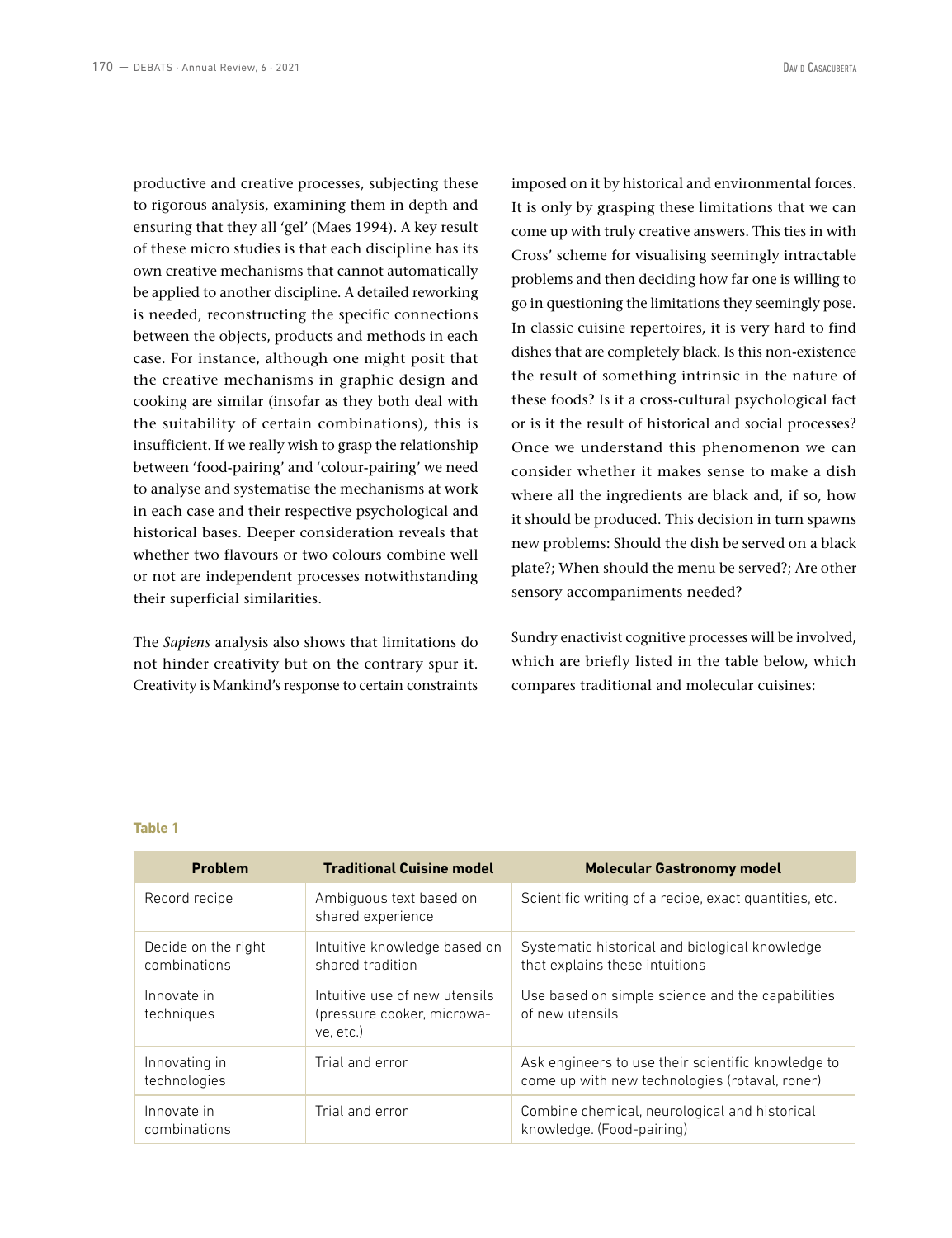productive and creative processes, subjecting these to rigorous analysis, examining them in depth and ensuring that they all 'gel' (Maes 1994). A key result of these micro studies is that each discipline has its own creative mechanisms that cannot automatically be applied to another discipline. A detailed reworking is needed, reconstructing the specific connections between the objects, products and methods in each case. For instance, although one might posit that the creative mechanisms in graphic design and cooking are similar (insofar as they both deal with the suitability of certain combinations), this is insufficient. If we really wish to grasp the relationship between 'food-pairing' and 'colour-pairing' we need to analyse and systematise the mechanisms at work in each case and their respective psychological and historical bases. Deeper consideration reveals that whether two flavours or two colours combine well or not are independent processes notwithstanding their superficial similarities.

The *Sapiens* analysis also shows that limitations do not hinder creativity but on the contrary spur it. Creativity is Mankind's response to certain constraints imposed on it by historical and environmental forces. It is only by grasping these limitations that we can come up with truly creative answers. This ties in with Cross' scheme for visualising seemingly intractable problems and then deciding how far one is willing to go in questioning the limitations they seemingly pose. In classic cuisine repertoires, it is very hard to find dishes that are completely black. Is this non-existence the result of something intrinsic in the nature of these foods? Is it a cross-cultural psychological fact or is it the result of historical and social processes? Once we understand this phenomenon we can consider whether it makes sense to make a dish where all the ingredients are black and, if so, how it should be produced. This decision in turn spawns new problems: Should the dish be served on a black plate?; When should the menu be served?; Are other sensory accompaniments needed?

Sundry enactivist cognitive processes will be involved, which are briefly listed in the table below, which compares traditional and molecular cuisines:

**Table 1**

| Problem | Traditional Cuisine model | Molecular Gastronomy model |
|---|---|---|
| Record recipe | Ambiguous text based on shared experience | Scientific writing of a recipe, exact quantities, etc. |
| Decide on the right combinations | Intuitive knowledge based on shared tradition | Systematic historical and biological knowledge that explains these intuitions |
| Innovate in techniques | Intuitive use of new utensils (pressure cooker, microwave, etc.) | Use based on simple science and the capabilities of new utensils |
| Innovating in technologies | Trial and error | Ask engineers to use their scientific knowledge to come up with new technologies (rotaval, roner) |
| Innovate in combinations | Trial and error | Combine chemical, neurological and historical knowledge. (Food-pairing) |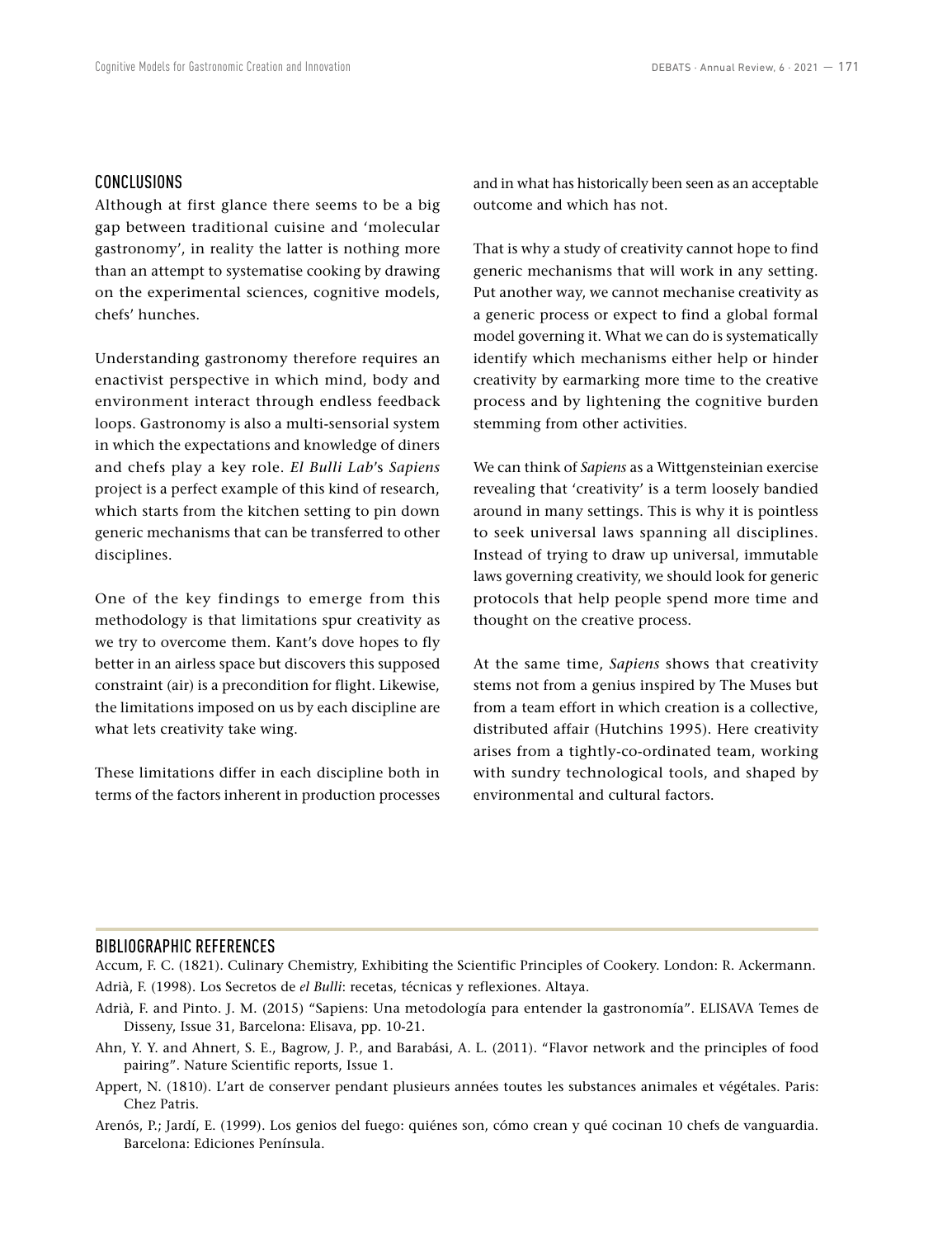## CONCLUSIONS

Although at first glance there seems to be a big gap between traditional cuisine and 'molecular gastronomy', in reality the latter is nothing more than an attempt to systematise cooking by drawing on the experimental sciences, cognitive models, chefs' hunches.

Understanding gastronomy therefore requires an enactivist perspective in which mind, body and environment interact through endless feedback loops. Gastronomy is also a multi-sensorial system in which the expectations and knowledge of diners and chefs play a key role. *El Bulli Lab*'s *Sapiens* project is a perfect example of this kind of research, which starts from the kitchen setting to pin down generic mechanisms that can be transferred to other disciplines.

One of the key findings to emerge from this methodology is that limitations spur creativity as we try to overcome them. Kant's dove hopes to fly better in an airless space but discovers this supposed constraint (air) is a precondition for flight. Likewise, the limitations imposed on us by each discipline are what lets creativity take wing.

These limitations differ in each discipline both in terms of the factors inherent in production processes and in what has historically been seen as an acceptable outcome and which has not.

That is why a study of creativity cannot hope to find generic mechanisms that will work in any setting. Put another way, we cannot mechanise creativity as a generic process or expect to find a global formal model governing it. What we can do is systematically identify which mechanisms either help or hinder creativity by earmarking more time to the creative process and by lightening the cognitive burden stemming from other activities.

We can think of *Sapiens* as a Wittgensteinian exercise revealing that 'creativity' is a term loosely bandied around in many settings. This is why it is pointless to seek universal laws spanning all disciplines. Instead of trying to draw up universal, immutable laws governing creativity, we should look for generic protocols that help people spend more time and thought on the creative process.

At the same time, *Sapiens* shows that creativity stems not from a genius inspired by The Muses but from a team effort in which creation is a collective, distributed affair (Hutchins 1995). Here creativity arises from a tightly-co-ordinated team, working with sundry technological tools, and shaped by environmental and cultural factors.

## BIBLIOGRAPHIC REFERENCES

Accum, F. C. (1821). Culinary Chemistry, Exhibiting the Scientific Principles of Cookery. London: R. Ackermann.

Adrià, F. (1998). Los Secretos de *el Bulli*: recetas, técnicas y reflexiones. Altaya.

Adrià, F. and Pinto. J. M. (2015) "Sapiens: Una metodología para entender la gastronomía". ELISAVA Temes de Disseny, Issue 31, Barcelona: Elisava, pp. 10-21.

Ahn, Y. Y. and Ahnert, S. E., Bagrow, J. P., and Barabási, A. L. (2011). "Flavor network and the principles of food pairing". Nature Scientific reports, Issue 1.

Appert, N. (1810). L'art de conserver pendant plusieurs années toutes les substances animales et végétales. Paris: Chez Patris.

Arenós, P.; Jardí, E. (1999). Los genios del fuego: quiénes son, cómo crean y qué cocinan 10 chefs de vanguardia. Barcelona: Ediciones Península.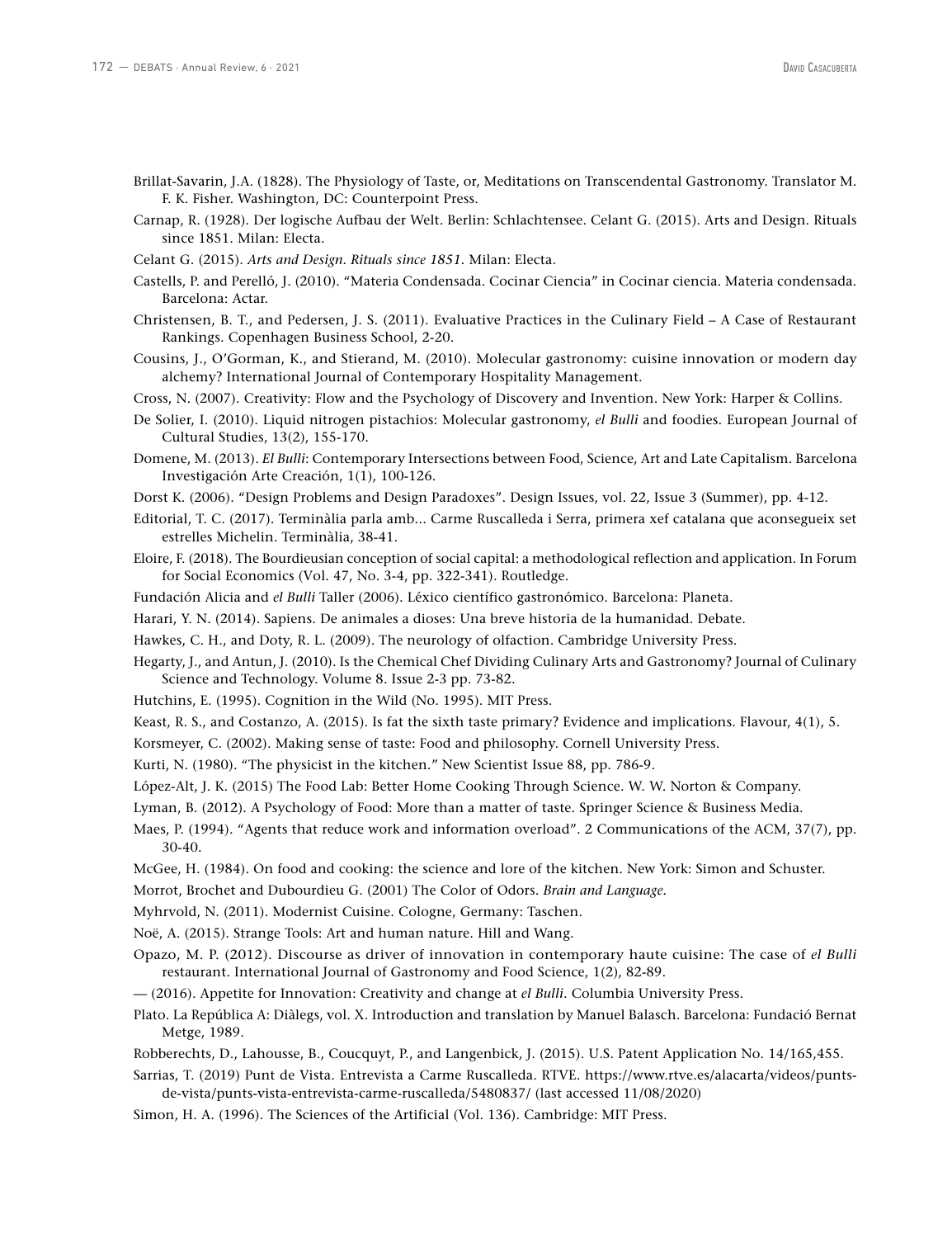Brillat-Savarin, J.A. (1828). The Physiology of Taste, or, Meditations on Transcendental Gastronomy. Translator M. F. K. Fisher. Washington, DC: Counterpoint Press.

Carnap, R. (1928). Der logische Aufbau der Welt. Berlin: Schlachtensee. Celant G. (2015). Arts and Design. Rituals since 1851. Milan: Electa.

Celant G. (2015). *Arts and Design. Rituals since 1851*. Milan: Electa.

Castells, P. and Perelló, J. (2010). "Materia Condensada. Cocinar Ciencia" in Cocinar ciencia. Materia condensada. Barcelona: Actar.

Christensen, B. T., and Pedersen, J. S. (2011). Evaluative Practices in the Culinary Field – A Case of Restaurant Rankings. Copenhagen Business School, 2-20.

Cousins, J., O'Gorman, K., and Stierand, M. (2010). Molecular gastronomy: cuisine innovation or modern day alchemy? International Journal of Contemporary Hospitality Management.

Cross, N. (2007). Creativity: Flow and the Psychology of Discovery and Invention. New York: Harper & Collins.

De Solier, I. (2010). Liquid nitrogen pistachios: Molecular gastronomy, *el Bulli* and foodies. European Journal of Cultural Studies, 13(2), 155-170.

Domene, M. (2013). *El Bulli*: Contemporary Intersections between Food, Science, Art and Late Capitalism. Barcelona Investigación Arte Creación, 1(1), 100-126.

Dorst K. (2006). "Design Problems and Design Paradoxes". Design Issues, vol. 22, Issue 3 (Summer), pp. 4-12.

Editorial, T. C. (2017). Terminàlia parla amb... Carme Ruscalleda i Serra, primera xef catalana que aconsegueix set estrelles Michelin. Terminàlia, 38-41.

Eloire, F. (2018). The Bourdieusian conception of social capital: a methodological reflection and application. In Forum for Social Economics (Vol. 47, No. 3-4, pp. 322-341). Routledge.

Fundación Alicia and *el Bulli* Taller (2006). Léxico científico gastronómico. Barcelona: Planeta.

Harari, Y. N. (2014). Sapiens. De animales a dioses: Una breve historia de la humanidad. Debate.

Hawkes, C. H., and Doty, R. L. (2009). The neurology of olfaction. Cambridge University Press.

Hegarty, J., and Antun, J. (2010). Is the Chemical Chef Dividing Culinary Arts and Gastronomy? Journal of Culinary Science and Technology. Volume 8. Issue 2-3 pp. 73-82.

Hutchins, E. (1995). Cognition in the Wild (No. 1995). MIT Press.

Keast, R. S., and Costanzo, A. (2015). Is fat the sixth taste primary? Evidence and implications. Flavour, 4(1), 5.

Korsmeyer, C. (2002). Making sense of taste: Food and philosophy. Cornell University Press.

Kurti, N. (1980). "The physicist in the kitchen." New Scientist Issue 88, pp. 786-9.

López-Alt, J. K. (2015) The Food Lab: Better Home Cooking Through Science. W. W. Norton & Company.

Lyman, B. (2012). A Psychology of Food: More than a matter of taste. Springer Science & Business Media.

Maes, P. (1994). "Agents that reduce work and information overload". 2 Communications of the ACM, 37(7), pp. 30-40.

McGee, H. (1984). On food and cooking: the science and lore of the kitchen. New York: Simon and Schuster.

Morrot, Brochet and Dubourdieu G. (2001) The Color of Odors. *Brain and Language.*

Myhrvold, N. (2011). Modernist Cuisine. Cologne, Germany: Taschen.

Noë, A. (2015). Strange Tools: Art and human nature. Hill and Wang.

Opazo, M. P. (2012). Discourse as driver of innovation in contemporary haute cuisine: The case of *el Bulli* restaurant. International Journal of Gastronomy and Food Science, 1(2), 82-89.

— (2016). Appetite for Innovation: Creativity and change at *el Bulli*. Columbia University Press.

Plato. La República A: Diàlegs, vol. X. Introduction and translation by Manuel Balasch. Barcelona: Fundació Bernat Metge, 1989.

Robberechts, D., Lahousse, B., Coucquyt, P., and Langenbick, J. (2015). U.S. Patent Application No. 14/165,455.

Sarrias, T. (2019) Punt de Vista. Entrevista a Carme Ruscalleda. RTVE. https://www.rtve.es/alacarta/videos/punts-de-vista/punts-vista-entrevista-carme-ruscalleda/5480837/ (last accessed 11/08/2020)

Simon, H. A. (1996). The Sciences of the Artificial (Vol. 136). Cambridge: MIT Press.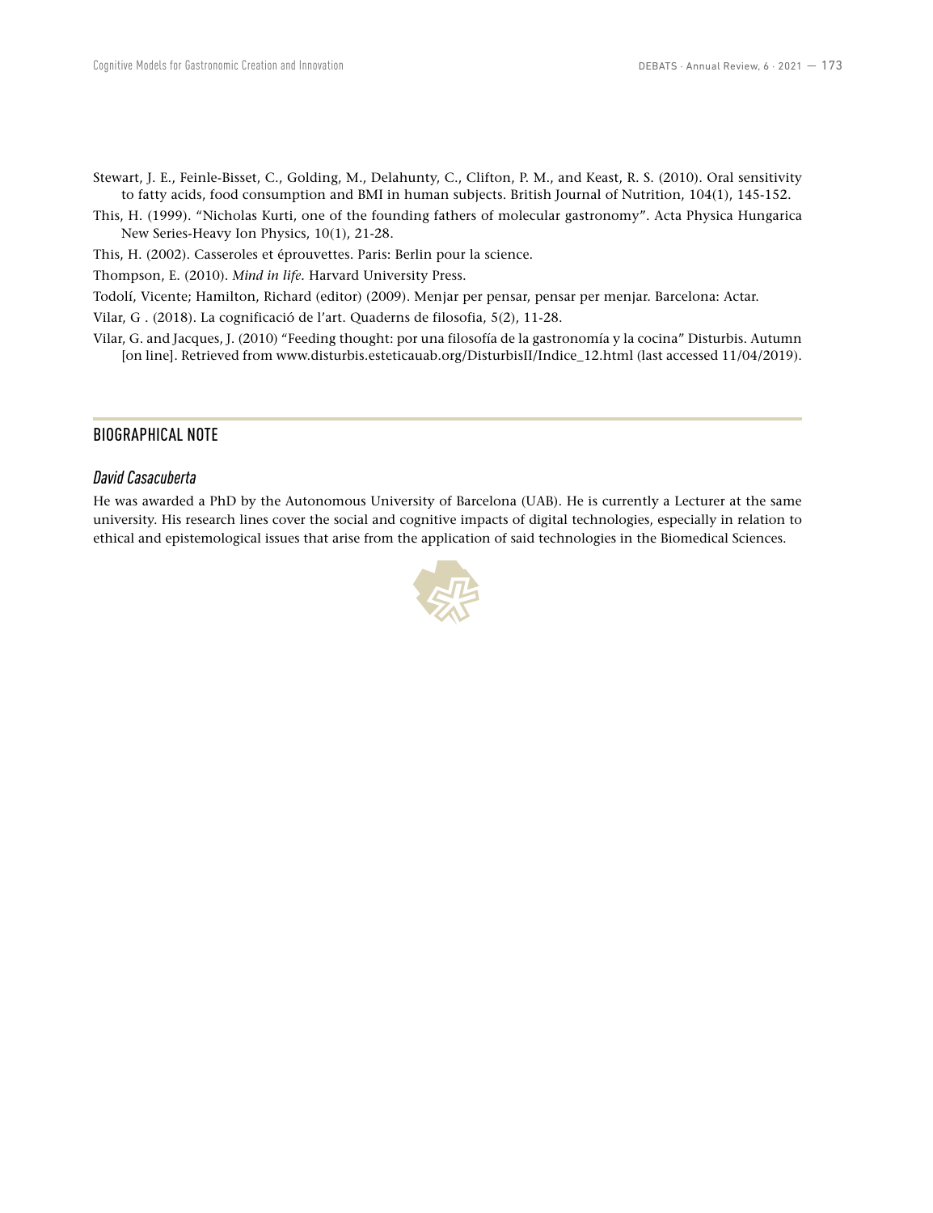Stewart, J. E., Feinle-Bisset, C., Golding, M., Delahunty, C., Clifton, P. M., and Keast, R. S. (2010). Oral sensitivity to fatty acids, food consumption and BMI in human subjects. British Journal of Nutrition, 104(1), 145-152.

This, H. (1999). "Nicholas Kurti, one of the founding fathers of molecular gastronomy". Acta Physica Hungarica New Series-Heavy Ion Physics, 10(1), 21-28.

This, H. (2002). Casseroles et éprouvettes. Paris: Berlin pour la science.

Thompson, E. (2010). *Mind in life*. Harvard University Press.

Todolí, Vicente; Hamilton, Richard (editor) (2009). Menjar per pensar, pensar per menjar. Barcelona: Actar.

Vilar, G . (2018). La cognificació de l'art. Quaderns de filosofia, 5(2), 11-28.

Vilar, G. and Jacques, J. (2010) "Feeding thought: por una filosofía de la gastronomía y la cocina" Disturbis. Autumn [on line]. Retrieved from www.disturbis.esteticauab.org/DisturbisII/Indice_12.html (last accessed 11/04/2019).

## BIOGRAPHICAL NOTE

### *David Casacuberta*

He was awarded a PhD by the Autonomous University of Barcelona (UAB). He is currently a Lecturer at the same university. His research lines cover the social and cognitive impacts of digital technologies, especially in relation to ethical and epistemological issues that arise from the application of said technologies in the Biomedical Sciences.